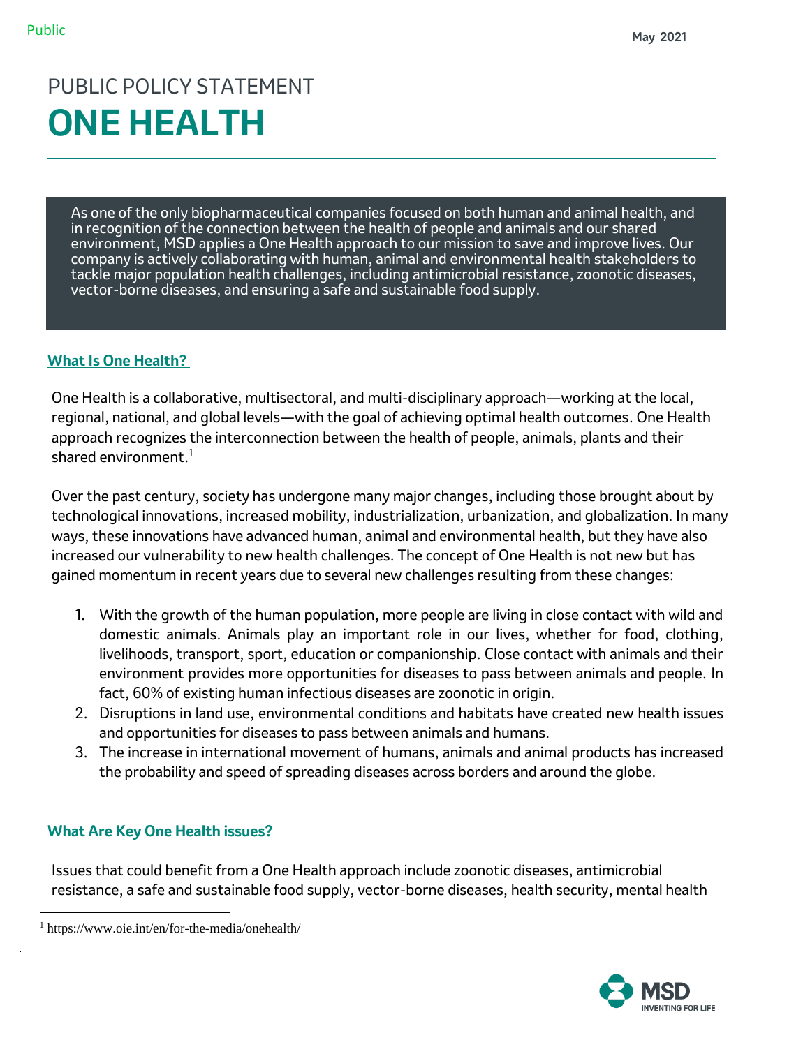Public

May 2021

# PUBLIC POLICY STATEMENT
# ONE HEALTH

As one of the only biopharmaceutical companies focused on both human and animal health, and in recognition of the connection between the health of people and animals and our shared environment, MSD applies a One Health approach to our mission to save and improve lives. Our company is actively collaborating with human, animal and environmental health stakeholders to tackle major population health challenges, including antimicrobial resistance, zoonotic diseases, vector-borne diseases, and ensuring a safe and sustainable food supply.

## What Is One Health?

One Health is a collaborative, multisectoral, and multi-disciplinary approach—working at the local, regional, national, and global levels—with the goal of achieving optimal health outcomes. One Health approach recognizes the interconnection between the health of people, animals, plants and their shared environment.[1]

Over the past century, society has undergone many major changes, including those brought about by technological innovations, increased mobility, industrialization, urbanization, and globalization. In many ways, these innovations have advanced human, animal and environmental health, but they have also increased our vulnerability to new health challenges. The concept of One Health is not new but has gained momentum in recent years due to several new challenges resulting from these changes:

1. With the growth of the human population, more people are living in close contact with wild and domestic animals. Animals play an important role in our lives, whether for food, clothing, livelihoods, transport, sport, education or companionship. Close contact with animals and their environment provides more opportunities for diseases to pass between animals and people. In fact, 60% of existing human infectious diseases are zoonotic in origin.
2. Disruptions in land use, environmental conditions and habitats have created new health issues and opportunities for diseases to pass between animals and humans.
3. The increase in international movement of humans, animals and animal products has increased the probability and speed of spreading diseases across borders and around the globe.

## What Are Key One Health issues?

Issues that could benefit from a One Health approach include zoonotic diseases, antimicrobial resistance, a safe and sustainable food supply, vector-borne diseases, health security, mental health

[1] https://www.oie.int/en/for-the-media/onehealth/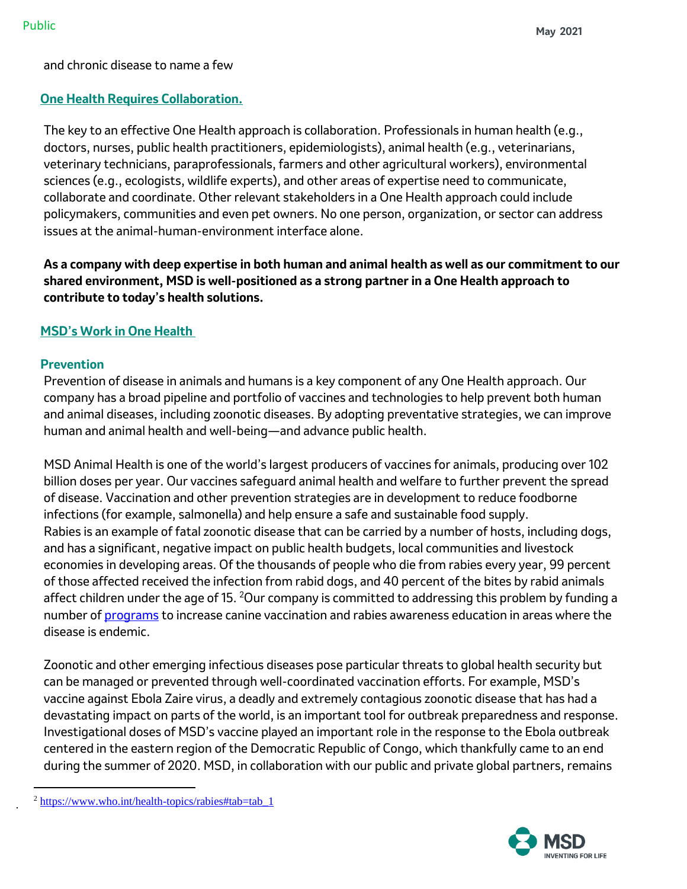and chronic disease to name a few

## One Health Requires Collaboration.

The key to an effective One Health approach is collaboration. Professionals in human health (e.g., doctors, nurses, public health practitioners, epidemiologists), animal health (e.g., veterinarians, veterinary technicians, paraprofessionals, farmers and other agricultural workers), environmental sciences (e.g., ecologists, wildlife experts), and other areas of expertise need to communicate, collaborate and coordinate. Other relevant stakeholders in a One Health approach could include policymakers, communities and even pet owners. No one person, organization, or sector can address issues at the animal-human-environment interface alone.

**As a company with deep expertise in both human and animal health as well as our commitment to our shared environment, MSD is well-positioned as a strong partner in a One Health approach to contribute to today's health solutions.**

## MSD's Work in One Health

### Prevention

Prevention of disease in animals and humans is a key component of any One Health approach. Our company has a broad pipeline and portfolio of vaccines and technologies to help prevent both human and animal diseases, including zoonotic diseases. By adopting preventative strategies, we can improve human and animal health and well-being—and advance public health.

MSD Animal Health is one of the world's largest producers of vaccines for animals, producing over 102 billion doses per year. Our vaccines safeguard animal health and welfare to further prevent the spread of disease. Vaccination and other prevention strategies are in development to reduce foodborne infections (for example, salmonella) and help ensure a safe and sustainable food supply.
Rabies is an example of fatal zoonotic disease that can be carried by a number of hosts, including dogs, and has a significant, negative impact on public health budgets, local communities and livestock economies in developing areas. Of the thousands of people who die from rabies every year, 99 percent of those affected received the infection from rabid dogs, and 40 percent of the bites by rabid animals affect children under the age of 15. [2]Our company is committed to addressing this problem by funding a number of programs to increase canine vaccination and rabies awareness education in areas where the disease is endemic.

Zoonotic and other emerging infectious diseases pose particular threats to global health security but can be managed or prevented through well-coordinated vaccination efforts. For example, MSD's vaccine against Ebola Zaire virus, a deadly and extremely contagious zoonotic disease that has had a devastating impact on parts of the world, is an important tool for outbreak preparedness and response. Investigational doses of MSD's vaccine played an important role in the response to the Ebola outbreak centered in the eastern region of the Democratic Republic of Congo, which thankfully came to an end during the summer of 2020. MSD, in collaboration with our public and private global partners, remains

[2] https://www.who.int/health-topics/rabies#tab=tab_1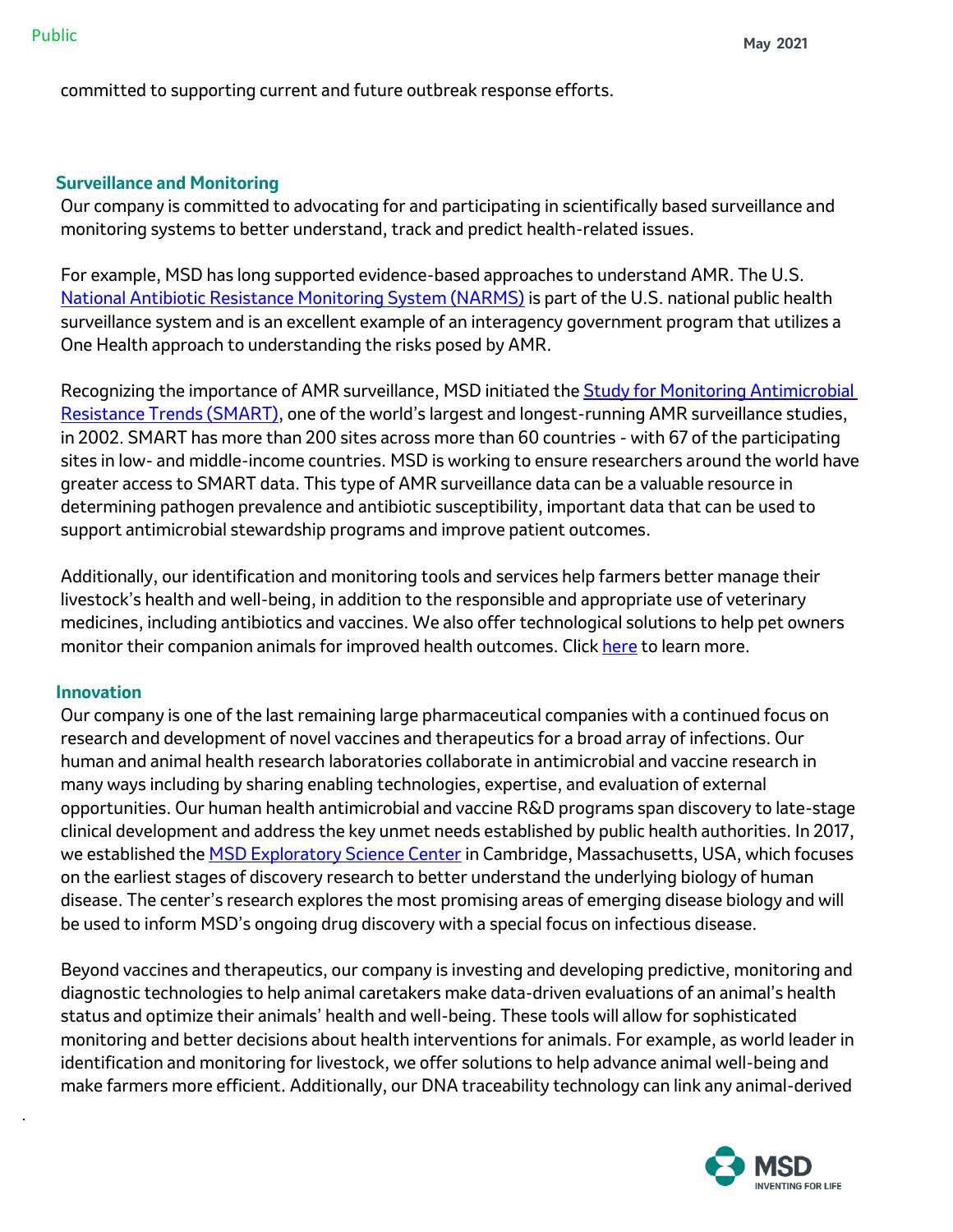committed to supporting current and future outbreak response efforts.

## Surveillance and Monitoring

Our company is committed to advocating for and participating in scientifically based surveillance and monitoring systems to better understand, track and predict health-related issues.

For example, MSD has long supported evidence-based approaches to understand AMR. The U.S. National Antibiotic Resistance Monitoring System (NARMS) is part of the U.S. national public health surveillance system and is an excellent example of an interagency government program that utilizes a One Health approach to understanding the risks posed by AMR.

Recognizing the importance of AMR surveillance, MSD initiated the Study for Monitoring Antimicrobial Resistance Trends (SMART), one of the world's largest and longest-running AMR surveillance studies, in 2002. SMART has more than 200 sites across more than 60 countries - with 67 of the participating sites in low- and middle-income countries. MSD is working to ensure researchers around the world have greater access to SMART data. This type of AMR surveillance data can be a valuable resource in determining pathogen prevalence and antibiotic susceptibility, important data that can be used to support antimicrobial stewardship programs and improve patient outcomes.

Additionally, our identification and monitoring tools and services help farmers better manage their livestock's health and well-being, in addition to the responsible and appropriate use of veterinary medicines, including antibiotics and vaccines. We also offer technological solutions to help pet owners monitor their companion animals for improved health outcomes. Click here to learn more.

## Innovation

Our company is one of the last remaining large pharmaceutical companies with a continued focus on research and development of novel vaccines and therapeutics for a broad array of infections. Our human and animal health research laboratories collaborate in antimicrobial and vaccine research in many ways including by sharing enabling technologies, expertise, and evaluation of external opportunities. Our human health antimicrobial and vaccine R&D programs span discovery to late-stage clinical development and address the key unmet needs established by public health authorities. In 2017, we established the MSD Exploratory Science Center in Cambridge, Massachusetts, USA, which focuses on the earliest stages of discovery research to better understand the underlying biology of human disease. The center's research explores the most promising areas of emerging disease biology and will be used to inform MSD's ongoing drug discovery with a special focus on infectious disease.

Beyond vaccines and therapeutics, our company is investing and developing predictive, monitoring and diagnostic technologies to help animal caretakers make data-driven evaluations of an animal's health status and optimize their animals' health and well-being. These tools will allow for sophisticated monitoring and better decisions about health interventions for animals. For example, as world leader in identification and monitoring for livestock, we offer solutions to help advance animal well-being and make farmers more efficient. Additionally, our DNA traceability technology can link any animal-derived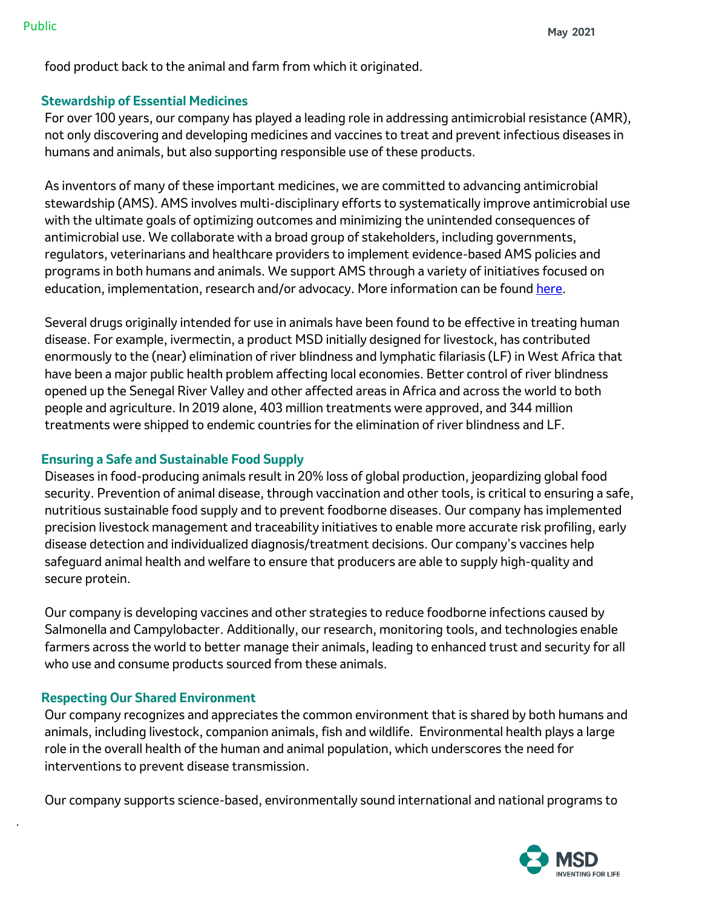food product back to the animal and farm from which it originated.

### Stewardship of Essential Medicines

For over 100 years, our company has played a leading role in addressing antimicrobial resistance (AMR), not only discovering and developing medicines and vaccines to treat and prevent infectious diseases in humans and animals, but also supporting responsible use of these products.

As inventors of many of these important medicines, we are committed to advancing antimicrobial stewardship (AMS). AMS involves multi-disciplinary efforts to systematically improve antimicrobial use with the ultimate goals of optimizing outcomes and minimizing the unintended consequences of antimicrobial use. We collaborate with a broad group of stakeholders, including governments, regulators, veterinarians and healthcare providers to implement evidence-based AMS policies and programs in both humans and animals. We support AMS through a variety of initiatives focused on education, implementation, research and/or advocacy. More information can be found here.

Several drugs originally intended for use in animals have been found to be effective in treating human disease. For example, ivermectin, a product MSD initially designed for livestock, has contributed enormously to the (near) elimination of river blindness and lymphatic filariasis (LF) in West Africa that have been a major public health problem affecting local economies. Better control of river blindness opened up the Senegal River Valley and other affected areas in Africa and across the world to both people and agriculture. In 2019 alone, 403 million treatments were approved, and 344 million treatments were shipped to endemic countries for the elimination of river blindness and LF.

### Ensuring a Safe and Sustainable Food Supply

Diseases in food-producing animals result in 20% loss of global production, jeopardizing global food security. Prevention of animal disease, through vaccination and other tools, is critical to ensuring a safe, nutritious sustainable food supply and to prevent foodborne diseases. Our company has implemented precision livestock management and traceability initiatives to enable more accurate risk profiling, early disease detection and individualized diagnosis/treatment decisions. Our company's vaccines help safeguard animal health and welfare to ensure that producers are able to supply high-quality and secure protein.

Our company is developing vaccines and other strategies to reduce foodborne infections caused by Salmonella and Campylobacter. Additionally, our research, monitoring tools, and technologies enable farmers across the world to better manage their animals, leading to enhanced trust and security for all who use and consume products sourced from these animals.

### Respecting Our Shared Environment

Our company recognizes and appreciates the common environment that is shared by both humans and animals, including livestock, companion animals, fish and wildlife. Environmental health plays a large role in the overall health of the human and animal population, which underscores the need for interventions to prevent disease transmission.

Our company supports science-based, environmentally sound international and national programs to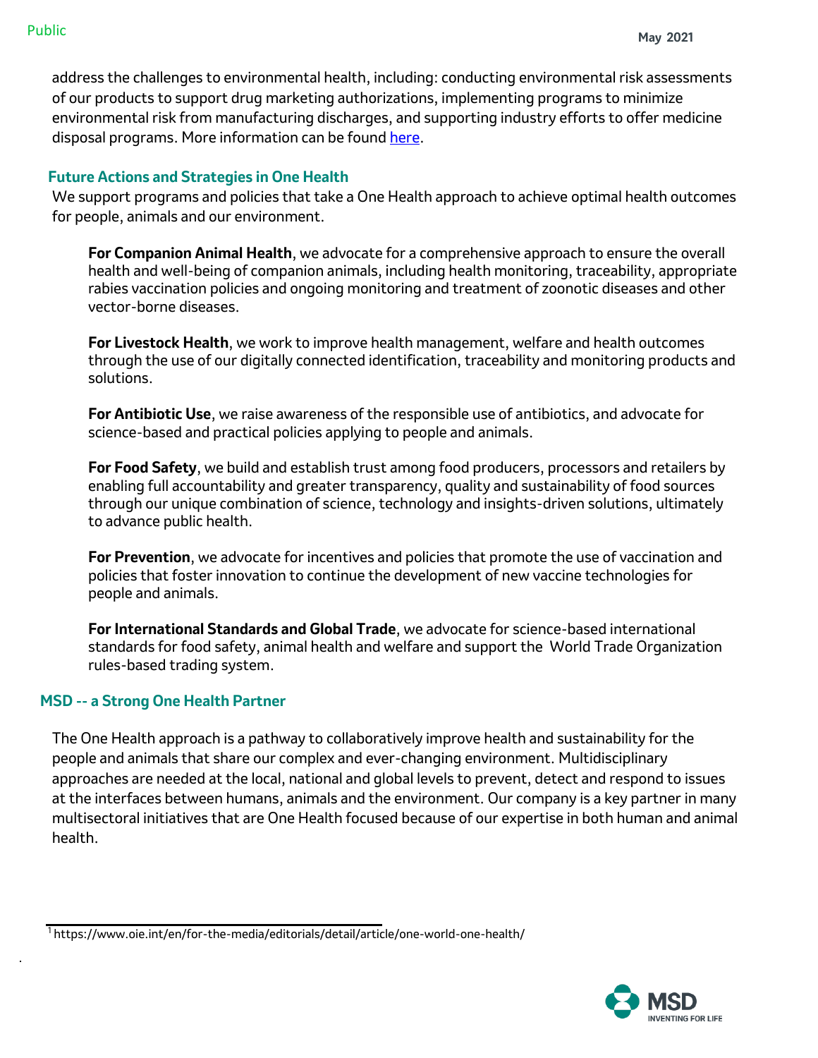address the challenges to environmental health, including: conducting environmental risk assessments of our products to support drug marketing authorizations, implementing programs to minimize environmental risk from manufacturing discharges, and supporting industry efforts to offer medicine disposal programs. More information can be found here.

## Future Actions and Strategies in One Health

We support programs and policies that take a One Health approach to achieve optimal health outcomes for people, animals and our environment.

**For Companion Animal Health**, we advocate for a comprehensive approach to ensure the overall health and well-being of companion animals, including health monitoring, traceability, appropriate rabies vaccination policies and ongoing monitoring and treatment of zoonotic diseases and other vector-borne diseases.

**For Livestock Health**, we work to improve health management, welfare and health outcomes through the use of our digitally connected identification, traceability and monitoring products and solutions.

**For Antibiotic Use**, we raise awareness of the responsible use of antibiotics, and advocate for science-based and practical policies applying to people and animals.

**For Food Safety**, we build and establish trust among food producers, processors and retailers by enabling full accountability and greater transparency, quality and sustainability of food sources through our unique combination of science, technology and insights-driven solutions, ultimately to advance public health.

**For Prevention**, we advocate for incentives and policies that promote the use of vaccination and policies that foster innovation to continue the development of new vaccine technologies for people and animals.

**For International Standards and Global Trade**, we advocate for science-based international standards for food safety, animal health and welfare and support the World Trade Organization rules-based trading system.

## MSD -- a Strong One Health Partner

The One Health approach is a pathway to collaboratively improve health and sustainability for the people and animals that share our complex and ever-changing environment. Multidisciplinary approaches are needed at the local, national and global levels to prevent, detect and respond to issues at the interfaces between humans, animals and the environment. Our company is a key partner in many multisectoral initiatives that are One Health focused because of our expertise in both human and animal health.

[1] https://www.oie.int/en/for-the-media/editorials/detail/article/one-world-one-health/